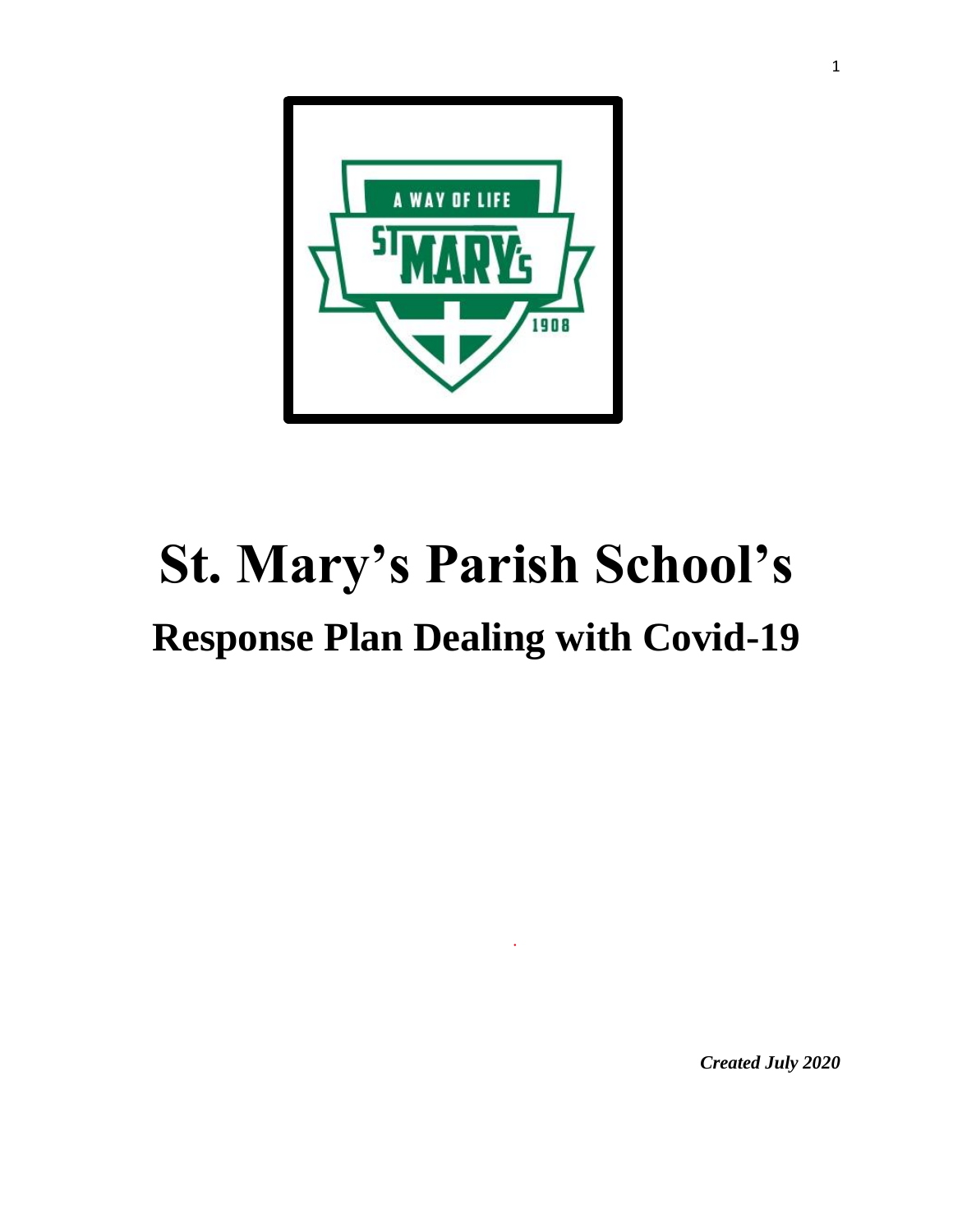# St. Mary's Parish School's

## Response Plan Dealing with Covid-19

*Created July 2020*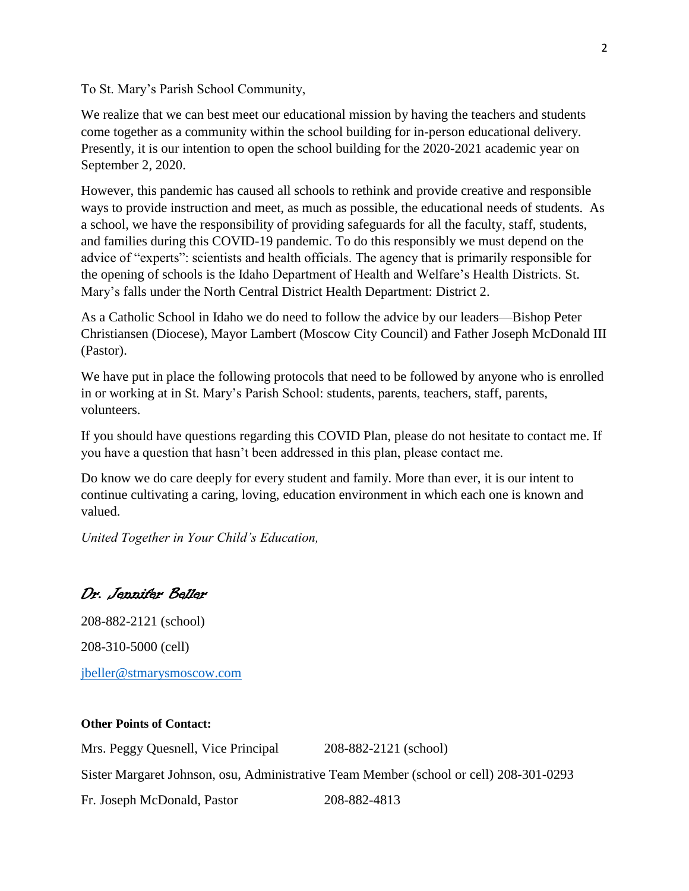To St. Mary's Parish School Community,

We realize that we can best meet our educational mission by having the teachers and students come together as a community within the school building for in-person educational delivery. Presently, it is our intention to open the school building for the 2020-2021 academic year on September 2, 2020.

However, this pandemic has caused all schools to rethink and provide creative and responsible ways to provide instruction and meet, as much as possible, the educational needs of students. As a school, we have the responsibility of providing safeguards for all the faculty, staff, students, and families during this COVID-19 pandemic. To do this responsibly we must depend on the advice of "experts": scientists and health officials. The agency that is primarily responsible for the opening of schools is the Idaho Department of Health and Welfare's Health Districts. St. Mary's falls under the North Central District Health Department: District 2.

As a Catholic School in Idaho we do need to follow the advice by our leaders—Bishop Peter Christiansen (Diocese), Mayor Lambert (Moscow City Council) and Father Joseph McDonald III (Pastor).

We have put in place the following protocols that need to be followed by anyone who is enrolled in or working at in St. Mary's Parish School: students, parents, teachers, staff, parents, volunteers.

If you should have questions regarding this COVID Plan, please do not hesitate to contact me. If you have a question that hasn't been addressed in this plan, please contact me.

Do know we do care deeply for every student and family. More than ever, it is our intent to continue cultivating a caring, loving, education environment in which each one is known and valued.

*United Together in Your Child's Education,*

*Dr. Jennifer Beller*

208-882-2121 (school)

208-310-5000 (cell)

jbeller@stmarysmoscow.com

**Other Points of Contact:**

Mrs. Peggy Quesnell, Vice Principal 208-882-2121 (school)

Sister Margaret Johnson, osu, Administrative Team Member (school or cell) 208-301-0293

Fr. Joseph McDonald, Pastor 208-882-4813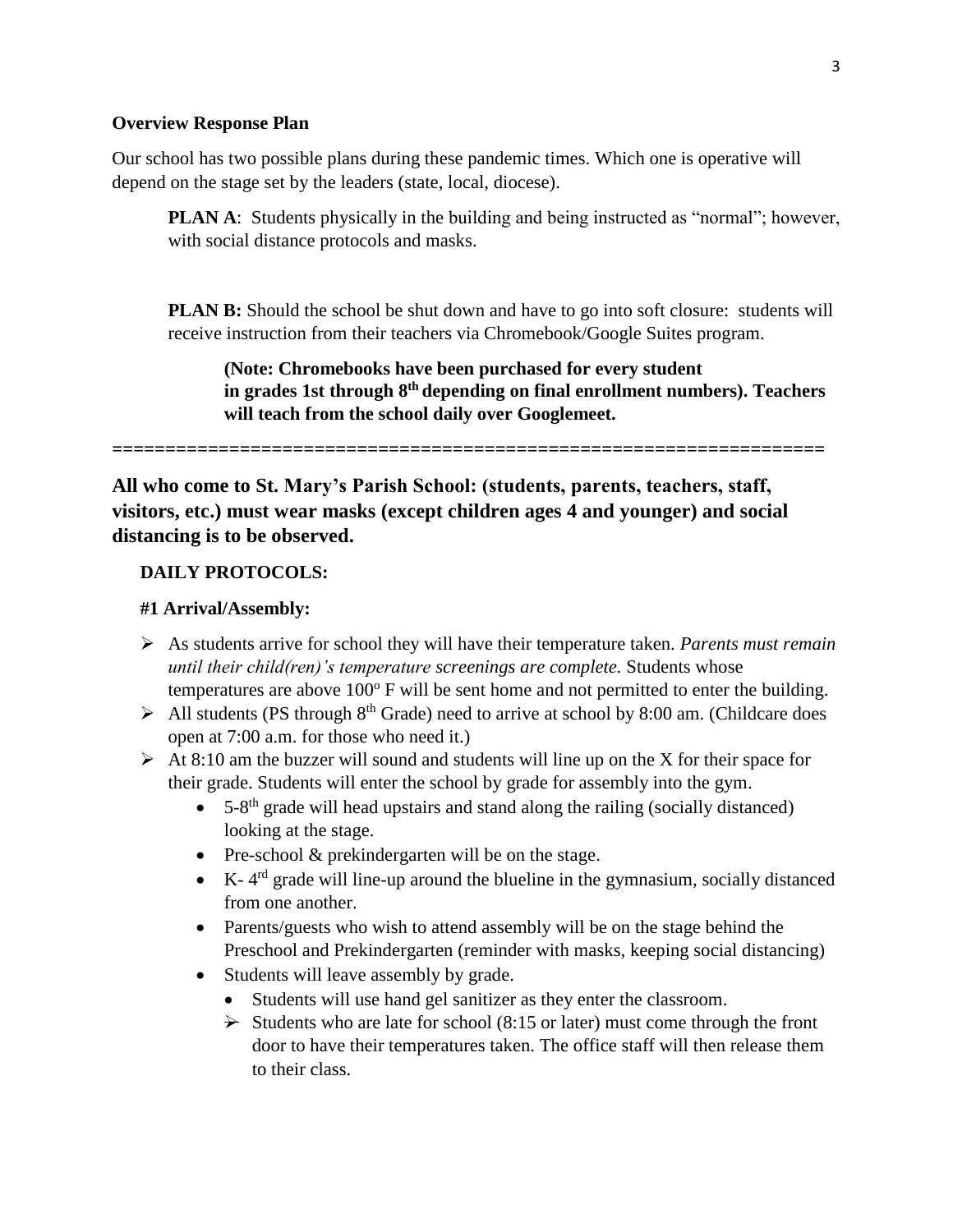**Overview Response Plan**

Our school has two possible plans during these pandemic times. Which one is operative will depend on the stage set by the leaders (state, local, diocese).

> **PLAN A**: Students physically in the building and being instructed as "normal"; however, with social distance protocols and masks.
>
> **PLAN B:** Should the school be shut down and have to go into soft closure: students will receive instruction from their teachers via Chromebook/Google Suites program.
>
> > **(Note: Chromebooks have been purchased for every student in grades 1st through 8th depending on final enrollment numbers). Teachers will teach from the school daily over Googlemeet.**

=================================================================

**All who come to St. Mary's Parish School: (students, parents, teachers, staff, visitors, etc.) must wear masks (except children ages 4 and younger) and social distancing is to be observed.**

**DAILY PROTOCOLS:**

**#1 Arrival/Assembly:**

- As students arrive for school they will have their temperature taken. *Parents must remain until their child(ren)'s temperature screenings are complete.* Students whose temperatures are above 100° F will be sent home and not permitted to enter the building.
- All students (PS through 8th Grade) need to arrive at school by 8:00 am. (Childcare does open at 7:00 a.m. for those who need it.)
- At 8:10 am the buzzer will sound and students will line up on the X for their space for their grade. Students will enter the school by grade for assembly into the gym.
  - 5-8th grade will head upstairs and stand along the railing (socially distanced) looking at the stage.
  - Pre-school & prekindergarten will be on the stage.
  - K- 4th grade will line-up around the blueline in the gymnasium, socially distanced from one another.
  - Parents/guests who wish to attend assembly will be on the stage behind the Preschool and Prekindergarten (reminder with masks, keeping social distancing)
  - Students will leave assembly by grade.
    - Students will use hand gel sanitizer as they enter the classroom.
    - Students who are late for school (8:15 or later) must come through the front door to have their temperatures taken. The office staff will then release them to their class.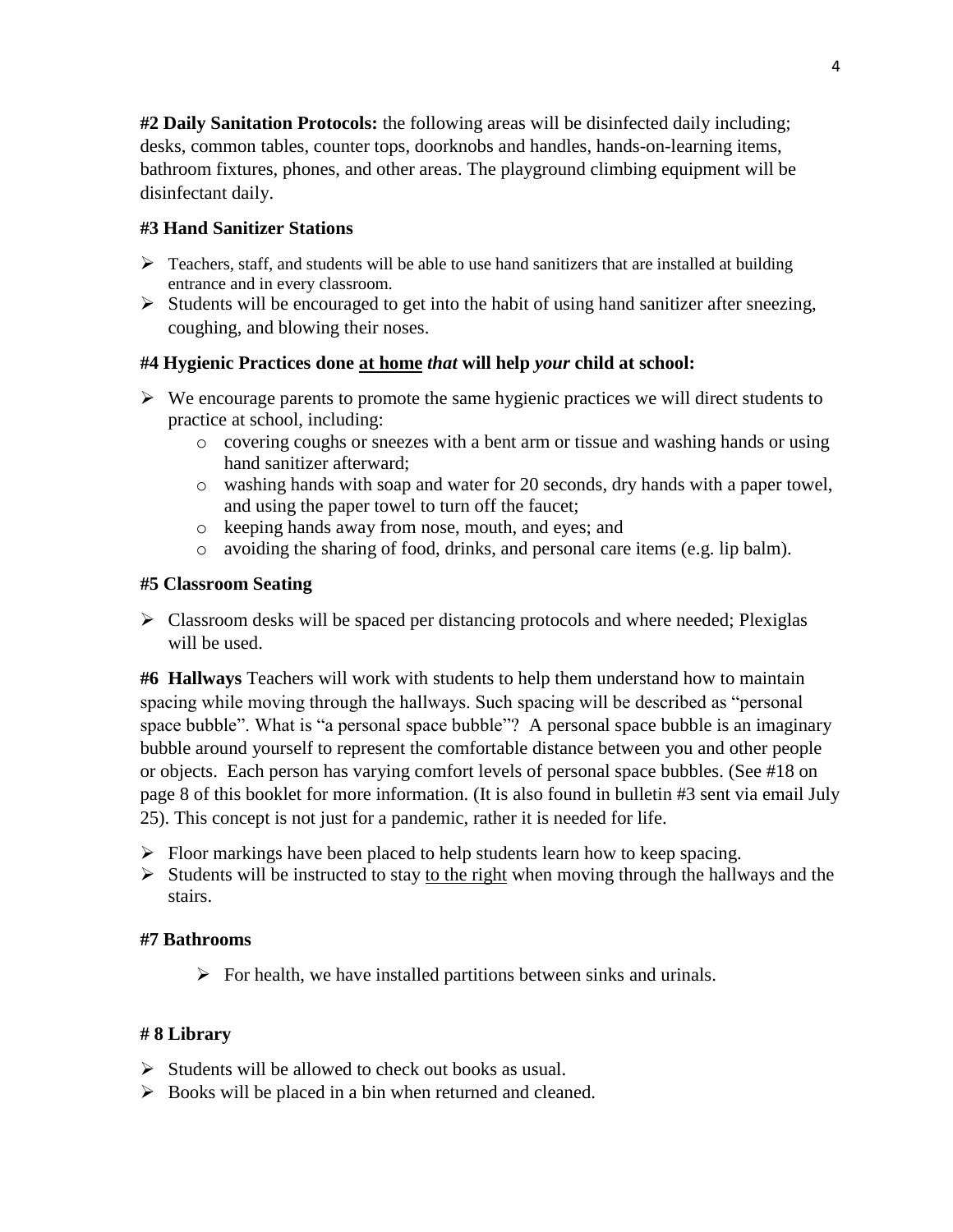**#2 Daily Sanitation Protocols:** the following areas will be disinfected daily including; desks, common tables, counter tops, doorknobs and handles, hands-on-learning items, bathroom fixtures, phones, and other areas. The playground climbing equipment will be disinfectant daily.

### #3 Hand Sanitizer Stations

- Teachers, staff, and students will be able to use hand sanitizers that are installed at building entrance and in every classroom.
- Students will be encouraged to get into the habit of using hand sanitizer after sneezing, coughing, and blowing their noses.

### #4 Hygienic Practices done <u>at home</u> *that* will help *your* child at school:

- We encourage parents to promote the same hygienic practices we will direct students to practice at school, including:
    - covering coughs or sneezes with a bent arm or tissue and washing hands or using hand sanitizer afterward;
    - washing hands with soap and water for 20 seconds, dry hands with a paper towel, and using the paper towel to turn off the faucet;
    - keeping hands away from nose, mouth, and eyes; and
    - avoiding the sharing of food, drinks, and personal care items (e.g. lip balm).

### #5 Classroom Seating

- Classroom desks will be spaced per distancing protocols and where needed; Plexiglas will be used.

**#6 Hallways** Teachers will work with students to help them understand how to maintain spacing while moving through the hallways. Such spacing will be described as "personal space bubble". What is "a personal space bubble"? A personal space bubble is an imaginary bubble around yourself to represent the comfortable distance between you and other people or objects. Each person has varying comfort levels of personal space bubbles. (See #18 on page 8 of this booklet for more information. (It is also found in bulletin #3 sent via email July 25). This concept is not just for a pandemic, rather it is needed for life.

- Floor markings have been placed to help students learn how to keep spacing.
- Students will be instructed to stay <u>to the right</u> when moving through the hallways and the stairs.

### #7 Bathrooms

- For health, we have installed partitions between sinks and urinals.

### # 8 Library

- Students will be allowed to check out books as usual.
- Books will be placed in a bin when returned and cleaned.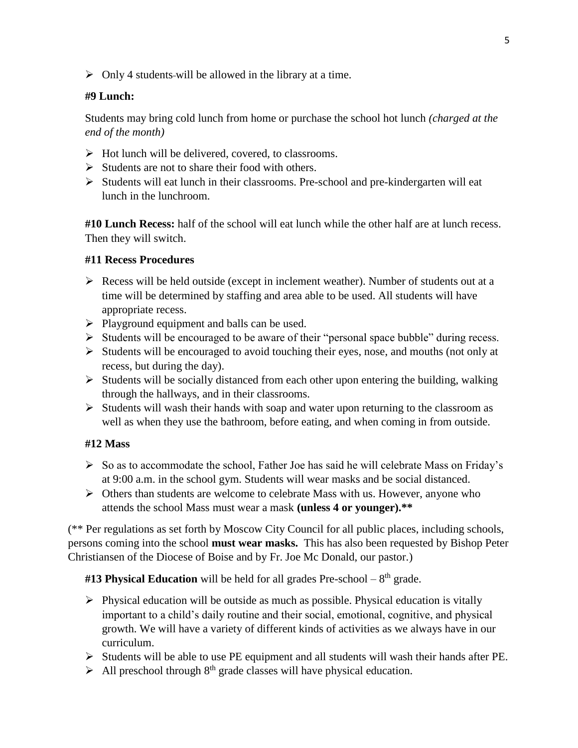- Only 4 students will be allowed in the library at a time.

**#9 Lunch:**

Students may bring cold lunch from home or purchase the school hot lunch *(charged at the end of the month)*

- Hot lunch will be delivered, covered, to classrooms.
- Students are not to share their food with others.
- Students will eat lunch in their classrooms. Pre-school and pre-kindergarten will eat lunch in the lunchroom.

**#10 Lunch Recess:** half of the school will eat lunch while the other half are at lunch recess. Then they will switch.

**#11 Recess Procedures**

- Recess will be held outside (except in inclement weather). Number of students out at a time will be determined by staffing and area able to be used. All students will have appropriate recess.
- Playground equipment and balls can be used.
- Students will be encouraged to be aware of their "personal space bubble" during recess.
- Students will be encouraged to avoid touching their eyes, nose, and mouths (not only at recess, but during the day).
- Students will be socially distanced from each other upon entering the building, walking through the hallways, and in their classrooms.
- Students will wash their hands with soap and water upon returning to the classroom as well as when they use the bathroom, before eating, and when coming in from outside.

**#12 Mass**

- So as to accommodate the school, Father Joe has said he will celebrate Mass on Friday's at 9:00 a.m. in the school gym. Students will wear masks and be social distanced.
- Others than students are welcome to celebrate Mass with us. However, anyone who attends the school Mass must wear a mask **(unless 4 or younger).\*\***

(\*\* Per regulations as set forth by Moscow City Council for all public places, including schools, persons coming into the school **must wear masks.** This has also been requested by Bishop Peter Christiansen of the Diocese of Boise and by Fr. Joe Mc Donald, our pastor.)

**#13 Physical Education** will be held for all grades Pre-school – 8th grade.

- Physical education will be outside as much as possible. Physical education is vitally important to a child's daily routine and their social, emotional, cognitive, and physical growth. We will have a variety of different kinds of activities as we always have in our curriculum.
- Students will be able to use PE equipment and all students will wash their hands after PE.
- All preschool through 8th grade classes will have physical education.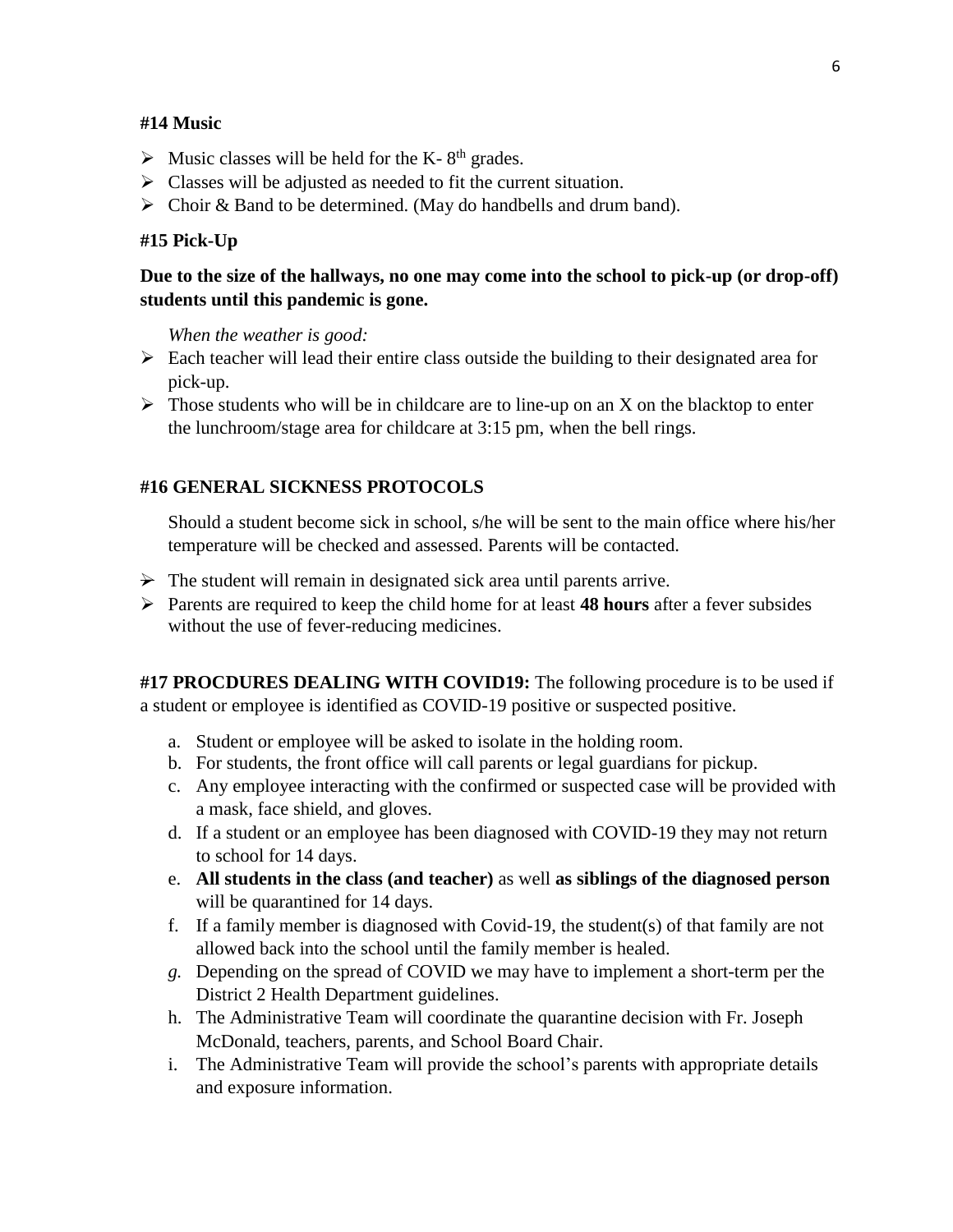#### #14 Music

- Music classes will be held for the K- 8th grades.
- Classes will be adjusted as needed to fit the current situation.
- Choir & Band to be determined. (May do handbells and drum band).

#### #15 Pick-Up

**Due to the size of the hallways, no one may come into the school to pick-up (or drop-off) students until this pandemic is gone.**

*When the weather is good:*

- Each teacher will lead their entire class outside the building to their designated area for pick-up.
- Those students who will be in childcare are to line-up on an X on the blacktop to enter the lunchroom/stage area for childcare at 3:15 pm, when the bell rings.

#### #16 GENERAL SICKNESS PROTOCOLS

Should a student become sick in school, s/he will be sent to the main office where his/her temperature will be checked and assessed. Parents will be contacted.

- The student will remain in designated sick area until parents arrive.
- Parents are required to keep the child home for at least **48 hours** after a fever subsides without the use of fever-reducing medicines.

**#17 PROCDURES DEALING WITH COVID19:** The following procedure is to be used if a student or employee is identified as COVID-19 positive or suspected positive.

a. Student or employee will be asked to isolate in the holding room.
b. For students, the front office will call parents or legal guardians for pickup.
c. Any employee interacting with the confirmed or suspected case will be provided with a mask, face shield, and gloves.
d. If a student or an employee has been diagnosed with COVID-19 they may not return to school for 14 days.
e. **All students in the class (and teacher)** as well **as siblings of the diagnosed person** will be quarantined for 14 days.
f. If a family member is diagnosed with Covid-19, the student(s) of that family are not allowed back into the school until the family member is healed.
*g.* Depending on the spread of COVID we may have to implement a short-term per the District 2 Health Department guidelines.
h. The Administrative Team will coordinate the quarantine decision with Fr. Joseph McDonald, teachers, parents, and School Board Chair.
i. The Administrative Team will provide the school's parents with appropriate details and exposure information.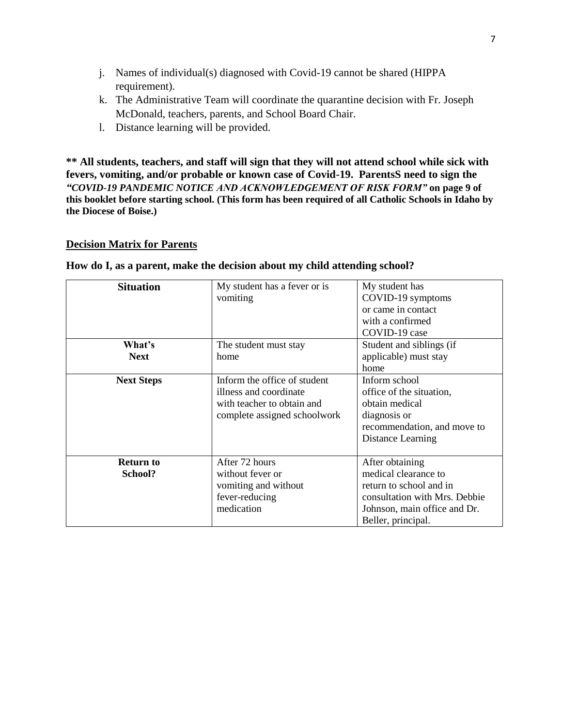j. Names of individual(s) diagnosed with Covid-19 cannot be shared (HIPPA requirement).
k. The Administrative Team will coordinate the quarantine decision with Fr. Joseph McDonald, teachers, parents, and School Board Chair.
l. Distance learning will be provided.

**** All students, teachers, and staff will sign that they will not attend school while sick with fevers, vomiting, and/or probable or known case of Covid-19. ParentsS need to sign the *"COVID-19 PANDEMIC NOTICE AND ACKNOWLEDGEMENT OF RISK FORM"* on page 9 of this booklet before starting school. (This form has been required of all Catholic Schools in Idaho by the Diocese of Boise.)**

## Decision Matrix for Parents

**How do I, as a parent, make the decision about my child attending school?**

| **Situation** | My student has a fever or is vomiting | My student has COVID-19 symptoms or came in contact with a confirmed COVID-19 case |
|---|---|---|
| **What's Next** | The student must stay home | Student and siblings (if applicable) must stay home |
| **Next Steps** | Inform the office of student illness and coordinate with teacher to obtain and complete assigned schoolwork | Inform school office of the situation, obtain medical diagnosis or recommendation, and move to Distance Learning |
| **Return to School?** | After 72 hours without fever or vomiting and without fever-reducing medication | After obtaining medical clearance to return to school and in consultation with Mrs. Debbie Johnson, main office and Dr. Beller, principal. |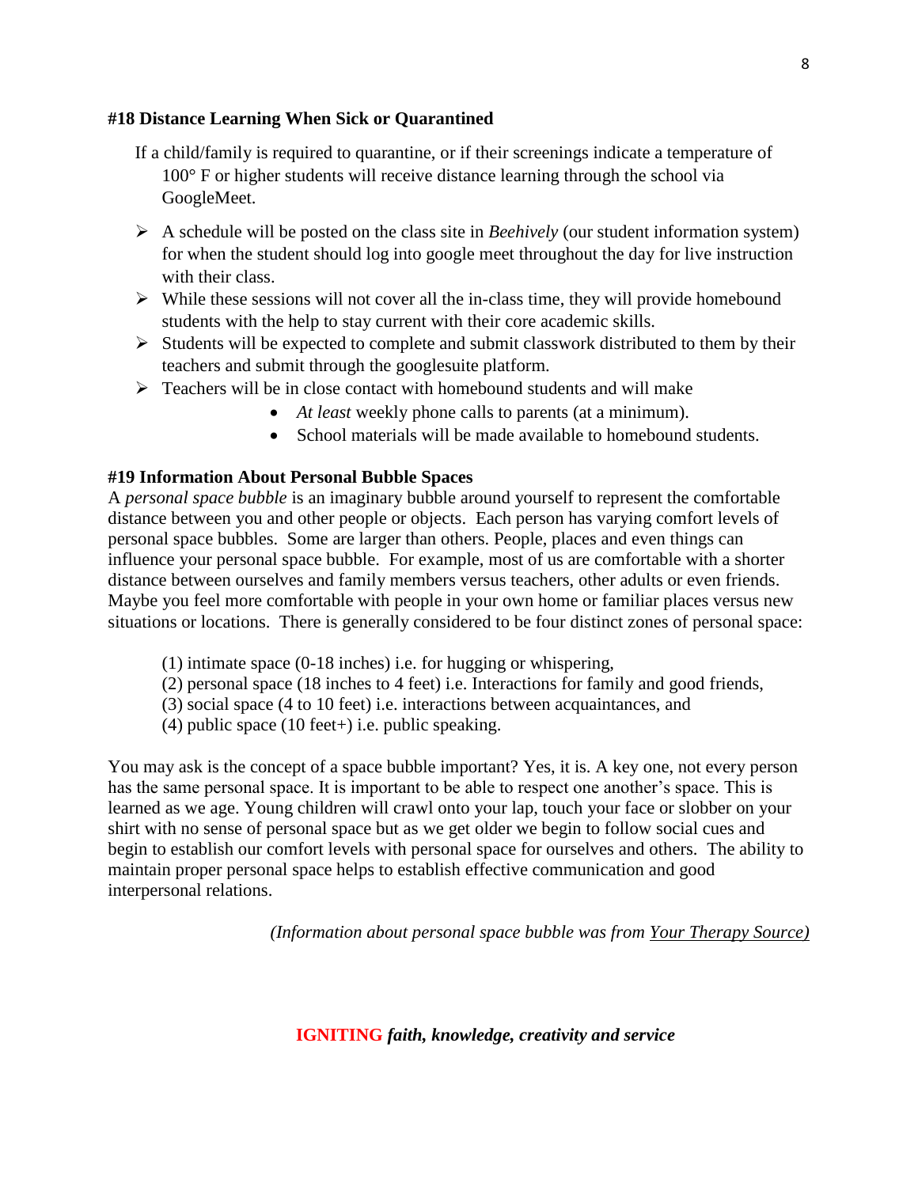**#18 Distance Learning When Sick or Quarantined**

If a child/family is required to quarantine, or if their screenings indicate a temperature of 100° F or higher students will receive distance learning through the school via GoogleMeet.

- A schedule will be posted on the class site in *Beehively* (our student information system) for when the student should log into google meet throughout the day for live instruction with their class.
- While these sessions will not cover all the in-class time, they will provide homebound students with the help to stay current with their core academic skills.
- Students will be expected to complete and submit classwork distributed to them by their teachers and submit through the googlesuite platform.
- Teachers will be in close contact with homebound students and will make
    - *At least* weekly phone calls to parents (at a minimum).
    - School materials will be made available to homebound students.

**#19 Information About Personal Bubble Spaces**

A *personal space bubble* is an imaginary bubble around yourself to represent the comfortable distance between you and other people or objects. Each person has varying comfort levels of personal space bubbles. Some are larger than others. People, places and even things can influence your personal space bubble. For example, most of us are comfortable with a shorter distance between ourselves and family members versus teachers, other adults or even friends. Maybe you feel more comfortable with people in your own home or familiar places versus new situations or locations. There is generally considered to be four distinct zones of personal space:

(1) intimate space (0-18 inches) i.e. for hugging or whispering,
(2) personal space (18 inches to 4 feet) i.e. Interactions for family and good friends,
(3) social space (4 to 10 feet) i.e. interactions between acquaintances, and
(4) public space (10 feet+) i.e. public speaking.

You may ask is the concept of a space bubble important? Yes, it is. A key one, not every person has the same personal space. It is important to be able to respect one another's space. This is learned as we age. Young children will crawl onto your lap, touch your face or slobber on your shirt with no sense of personal space but as we get older we begin to follow social cues and begin to establish our comfort levels with personal space for ourselves and others. The ability to maintain proper personal space helps to establish effective communication and good interpersonal relations.

*(Information about personal space bubble was from Your Therapy Source)*

**IGNITING** ***faith, knowledge, creativity and service***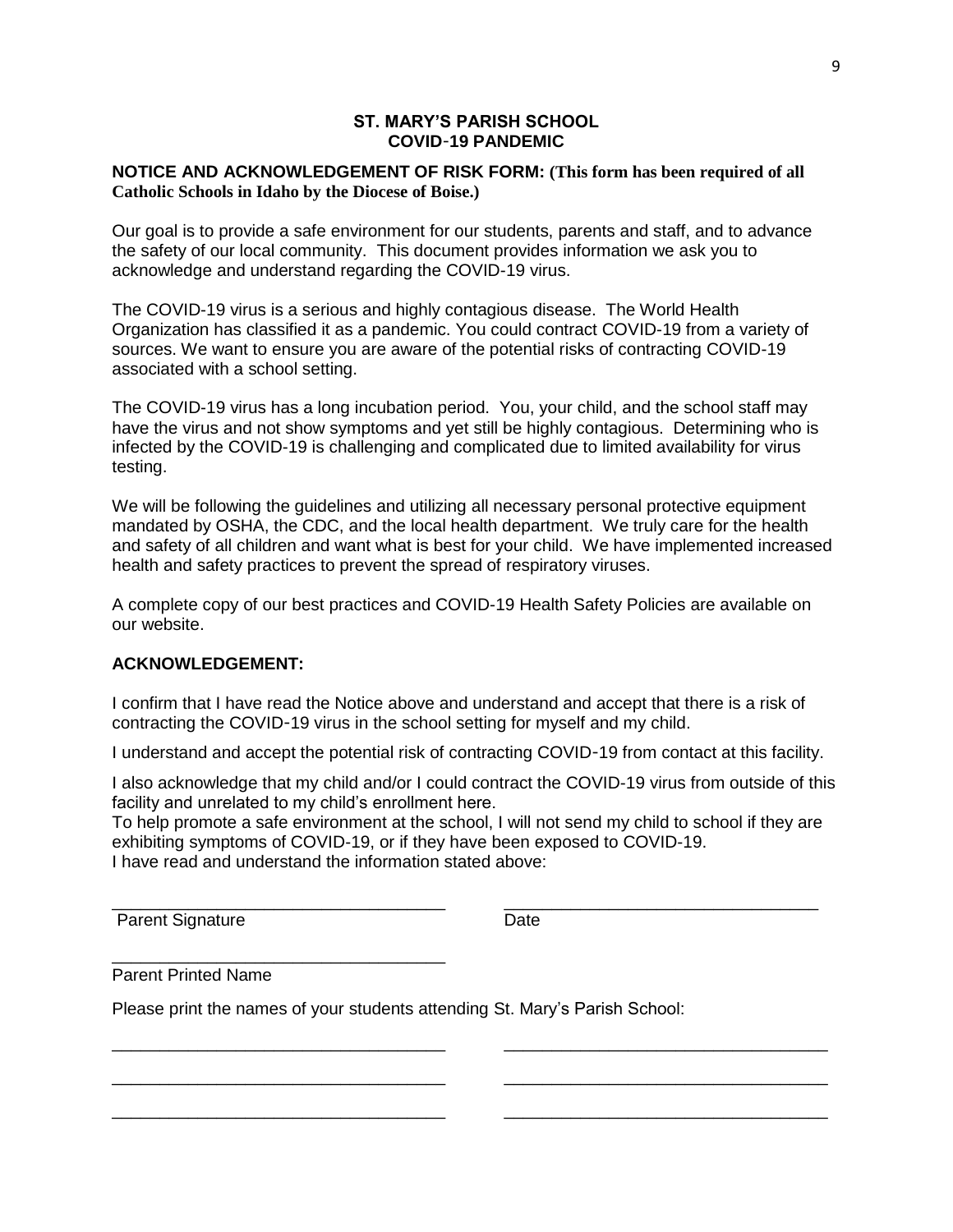**ST. MARY'S PARISH SCHOOL**
**COVID-19 PANDEMIC**

**NOTICE AND ACKNOWLEDGEMENT OF RISK FORM: (This form has been required of all Catholic Schools in Idaho by the Diocese of Boise.)**

Our goal is to provide a safe environment for our students, parents and staff, and to advance the safety of our local community. This document provides information we ask you to acknowledge and understand regarding the COVID-19 virus.

The COVID-19 virus is a serious and highly contagious disease. The World Health Organization has classified it as a pandemic. You could contract COVID-19 from a variety of sources. We want to ensure you are aware of the potential risks of contracting COVID-19 associated with a school setting.

The COVID-19 virus has a long incubation period. You, your child, and the school staff may have the virus and not show symptoms and yet still be highly contagious. Determining who is infected by the COVID-19 is challenging and complicated due to limited availability for virus testing.

We will be following the guidelines and utilizing all necessary personal protective equipment mandated by OSHA, the CDC, and the local health department. We truly care for the health and safety of all children and want what is best for your child. We have implemented increased health and safety practices to prevent the spread of respiratory viruses.

A complete copy of our best practices and COVID-19 Health Safety Policies are available on our website.

**ACKNOWLEDGEMENT:**

I confirm that I have read the Notice above and understand and accept that there is a risk of contracting the COVID-19 virus in the school setting for myself and my child.

I understand and accept the potential risk of contracting COVID-19 from contact at this facility.

I also acknowledge that my child and/or I could contract the COVID-19 virus from outside of this facility and unrelated to my child's enrollment here.
To help promote a safe environment at the school, I will not send my child to school if they are exhibiting symptoms of COVID-19, or if they have been exposed to COVID-19.
I have read and understand the information stated above:

___________________________________ ___________________________________
Parent Signature Date

___________________________________
Parent Printed Name

Please print the names of your students attending St. Mary's Parish School:

___________________________________ ___________________________________

___________________________________ ___________________________________

___________________________________ ___________________________________